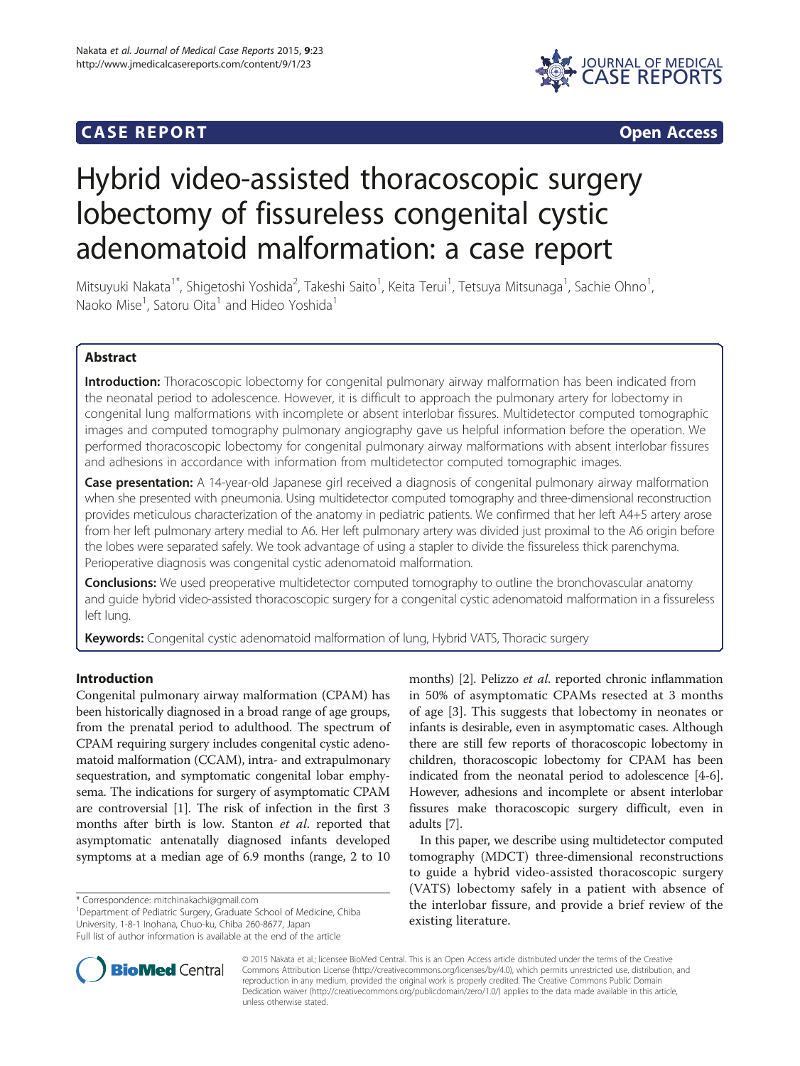**CASE REPORT** **Open Access**

# Hybrid video-assisted thoracoscopic surgery lobectomy of fissureless congenital cystic adenomatoid malformation: a case report

Mitsuyuki Nakata[1*], Shigetoshi Yoshida[2], Takeshi Saito[1], Keita Terui[1], Tetsuya Mitsunaga[1], Sachie Ohno[1], Naoko Mise[1], Satoru Oita[1] and Hideo Yoshida[1]

## Abstract

**Introduction:** Thoracoscopic lobectomy for congenital pulmonary airway malformation has been indicated from the neonatal period to adolescence. However, it is difficult to approach the pulmonary artery for lobectomy in congenital lung malformations with incomplete or absent interlobar fissures. Multidetector computed tomographic images and computed tomography pulmonary angiography gave us helpful information before the operation. We performed thoracoscopic lobectomy for congenital pulmonary airway malformations with absent interlobar fissures and adhesions in accordance with information from multidetector computed tomographic images.

**Case presentation:** A 14-year-old Japanese girl received a diagnosis of congenital pulmonary airway malformation when she presented with pneumonia. Using multidetector computed tomography and three-dimensional reconstruction provides meticulous characterization of the anatomy in pediatric patients. We confirmed that her left A4+5 artery arose from her left pulmonary artery medial to A6. Her left pulmonary artery was divided just proximal to the A6 origin before the lobes were separated safely. We took advantage of using a stapler to divide the fissureless thick parenchyma. Perioperative diagnosis was congenital cystic adenomatoid malformation.

**Conclusions:** We used preoperative multidetector computed tomography to outline the bronchovascular anatomy and guide hybrid video-assisted thoracoscopic surgery for a congenital cystic adenomatoid malformation in a fissureless left lung.

**Keywords:** Congenital cystic adenomatoid malformation of lung, Hybrid VATS, Thoracic surgery

## Introduction

Congenital pulmonary airway malformation (CPAM) has been historically diagnosed in a broad range of age groups, from the prenatal period to adulthood. The spectrum of CPAM requiring surgery includes congenital cystic adenomatoid malformation (CCAM), intra- and extrapulmonary sequestration, and symptomatic congenital lobar emphysema. The indications for surgery of asymptomatic CPAM are controversial [1]. The risk of infection in the first 3 months after birth is low. Stanton *et al*. reported that asymptomatic antenatally diagnosed infants developed symptoms at a median age of 6.9 months (range, 2 to 10 months) [2]. Pelizzo *et al*. reported chronic inflammation in 50% of asymptomatic CPAMs resected at 3 months of age [3]. This suggests that lobectomy in neonates or infants is desirable, even in asymptomatic cases. Although there are still few reports of thoracoscopic lobectomy in children, thoracoscopic lobectomy for CPAM has been indicated from the neonatal period to adolescence [4-6]. However, adhesions and incomplete or absent interlobar fissures make thoracoscopic surgery difficult, even in adults [7].

In this paper, we describe using multidetector computed tomography (MDCT) three-dimensional reconstructions to guide a hybrid video-assisted thoracoscopic surgery (VATS) lobectomy safely in a patient with absence of the interlobar fissure, and provide a brief review of the existing literature.

\* Correspondence: mitchinakachi@gmail.com
[1]Department of Pediatric Surgery, Graduate School of Medicine, Chiba University, 1-8-1 Inohana, Chuo-ku, Chiba 260-8677, Japan
Full list of author information is available at the end of the article

© 2015 Nakata et al.; licensee BioMed Central. This is an Open Access article distributed under the terms of the Creative Commons Attribution License (http://creativecommons.org/licenses/by/4.0), which permits unrestricted use, distribution, and reproduction in any medium, provided the original work is properly credited. The Creative Commons Public Domain Dedication waiver (http://creativecommons.org/publicdomain/zero/1.0/) applies to the data made available in this article, unless otherwise stated.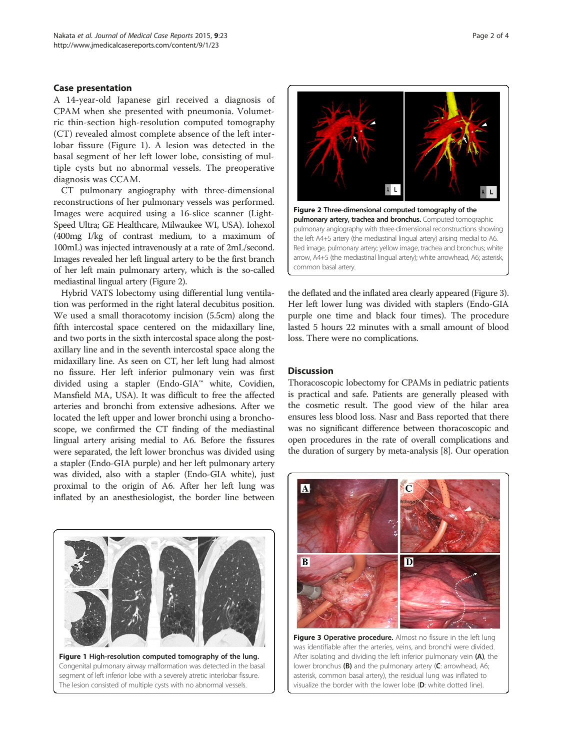## Case presentation

A 14-year-old Japanese girl received a diagnosis of CPAM when she presented with pneumonia. Volumetric thin-section high-resolution computed tomography (CT) revealed almost complete absence of the left interlobar fissure (Figure 1). A lesion was detected in the basal segment of her left lower lobe, consisting of multiple cysts but no abnormal vessels. The preoperative diagnosis was CCAM.

CT pulmonary angiography with three-dimensional reconstructions of her pulmonary vessels was performed. Images were acquired using a 16-slice scanner (LightSpeed Ultra; GE Healthcare, Milwaukee WI, USA). Iohexol (400mg I/kg of contrast medium, to a maximum of 100mL) was injected intravenously at a rate of 2mL/second. Images revealed her left lingual artery to be the first branch of her left main pulmonary artery, which is the so-called mediastinal lingual artery (Figure 2).

Hybrid VATS lobectomy using differential lung ventilation was performed in the right lateral decubitus position. We used a small thoracotomy incision (5.5cm) along the fifth intercostal space centered on the midaxillary line, and two ports in the sixth intercostal space along the post-axillary line and in the seventh intercostal space along the midaxillary line. As seen on CT, her left lung had almost no fissure. Her left inferior pulmonary vein was first divided using a stapler (Endo-GIA™ white, Covidien, Mansfield MA, USA). It was difficult to free the affected arteries and bronchi from extensive adhesions. After we located the left upper and lower bronchi using a bronchoscope, we confirmed the CT finding of the mediastinal lingual artery arising medial to A6. Before the fissures were separated, the left lower bronchus was divided using a stapler (Endo-GIA purple) and her left pulmonary artery was divided, also with a stapler (Endo-GIA white), just proximal to the origin of A6. After her left lung was inflated by an anesthesiologist, the border line between the deflated and the inflated area clearly appeared (Figure 3). Her left lower lung was divided with staplers (Endo-GIA purple one time and black four times). The procedure lasted 5 hours 22 minutes with a small amount of blood loss. There were no complications.

**Figure 1 High-resolution computed tomography of the lung.** Congenital pulmonary airway malformation was detected in the basal segment of left inferior lobe with a severely atretic interlobar fissure. The lesion consisted of multiple cysts with no abnormal vessels.

**Figure 2 Three-dimensional computed tomography of the pulmonary artery, trachea and bronchus.** Computed tomographic pulmonary angiography with three-dimensional reconstructions showing the left A4+5 artery (the mediastinal lingual artery) arising medial to A6. Red image, pulmonary artery; yellow image, trachea and bronchus; white arrow, A4+5 (the mediastinal lingual artery); white arrowhead, A6; asterisk, common basal artery.

**Figure 3 Operative procedure.** Almost no fissure in the left lung was identifiable after the arteries, veins, and bronchi were divided. After isolating and dividing the left inferior pulmonary vein **(A)**, the lower bronchus **(B)** and the pulmonary artery (**C**: arrowhead, A6; asterisk, common basal artery), the residual lung was inflated to visualize the border with the lower lobe (**D**: white dotted line).

## Discussion

Thoracoscopic lobectomy for CPAMs in pediatric patients is practical and safe. Patients are generally pleased with the cosmetic result. The good view of the hilar area ensures less blood loss. Nasr and Bass reported that there was no significant difference between thoracoscopic and open procedures in the rate of overall complications and the duration of surgery by meta-analysis [8]. Our operation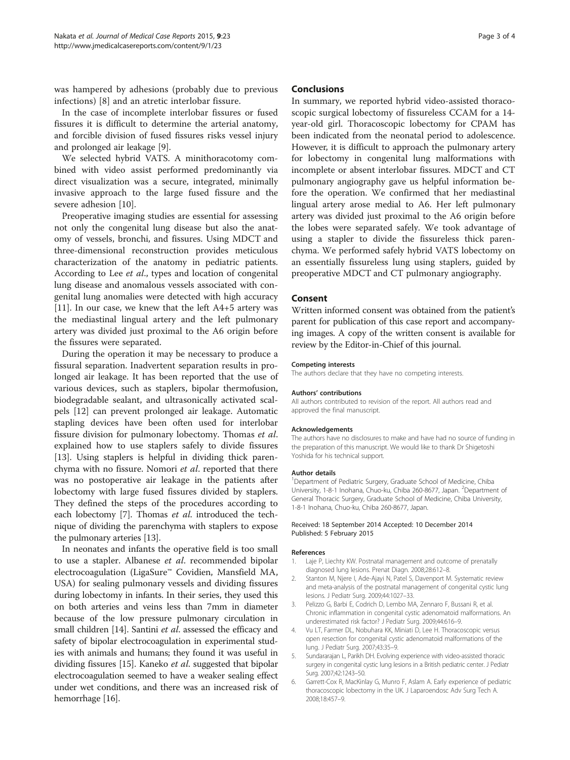was hampered by adhesions (probably due to previous infections) [8] and an atretic interlobar fissure.

In the case of incomplete interlobar fissures or fused fissures it is difficult to determine the arterial anatomy, and forcible division of fused fissures risks vessel injury and prolonged air leakage [9].

We selected hybrid VATS. A minithoracotomy combined with video assist performed predominantly via direct visualization was a secure, integrated, minimally invasive approach to the large fused fissure and the severe adhesion [10].

Preoperative imaging studies are essential for assessing not only the congenital lung disease but also the anatomy of vessels, bronchi, and fissures. Using MDCT and three-dimensional reconstruction provides meticulous characterization of the anatomy in pediatric patients. According to Lee *et al*., types and location of congenital lung disease and anomalous vessels associated with congenital lung anomalies were detected with high accuracy [11]. In our case, we knew that the left A4+5 artery was the mediastinal lingual artery and the left pulmonary artery was divided just proximal to the A6 origin before the fissures were separated.

During the operation it may be necessary to produce a fissural separation. Inadvertent separation results in prolonged air leakage. It has been reported that the use of various devices, such as staplers, bipolar thermofusion, biodegradable sealant, and ultrasonically activated scalpels [12] can prevent prolonged air leakage. Automatic stapling devices have been often used for interlobar fissure division for pulmonary lobectomy. Thomas *et al*. explained how to use staplers safely to divide fissures [13]. Using staplers is helpful in dividing thick parenchyma with no fissure. Nomori *et al*. reported that there was no postoperative air leakage in the patients after lobectomy with large fused fissures divided by staplers. They defined the steps of the procedures according to each lobectomy [7]. Thomas *et al*. introduced the technique of dividing the parenchyma with staplers to expose the pulmonary arteries [13].

In neonates and infants the operative field is too small to use a stapler. Albanese *et al*. recommended bipolar electrocoagulation (LigaSure™ Covidien, Mansfield MA, USA) for sealing pulmonary vessels and dividing fissures during lobectomy in infants. In their series, they used this on both arteries and veins less than 7mm in diameter because of the low pressure pulmonary circulation in small children [14]. Santini *et al*. assessed the efficacy and safety of bipolar electrocoagulation in experimental studies with animals and humans; they found it was useful in dividing fissures [15]. Kaneko *et al*. suggested that bipolar electrocoagulation seemed to have a weaker sealing effect under wet conditions, and there was an increased risk of hemorrhage [16].

## Conclusions

In summary, we reported hybrid video-assisted thoracoscopic surgical lobectomy of fissureless CCAM for a 14-year-old girl. Thoracoscopic lobectomy for CPAM has been indicated from the neonatal period to adolescence. However, it is difficult to approach the pulmonary artery for lobectomy in congenital lung malformations with incomplete or absent interlobar fissures. MDCT and CT pulmonary angiography gave us helpful information before the operation. We confirmed that her mediastinal lingual artery arose medial to A6. Her left pulmonary artery was divided just proximal to the A6 origin before the lobes were separated safely. We took advantage of using a stapler to divide the fissureless thick parenchyma. We performed safely hybrid VATS lobectomy on an essentially fissureless lung using staplers, guided by preoperative MDCT and CT pulmonary angiography.

## Consent

Written informed consent was obtained from the patient's parent for publication of this case report and accompanying images. A copy of the written consent is available for review by the Editor-in-Chief of this journal.

#### Competing interests

The authors declare that they have no competing interests.

#### Authors' contributions

All authors contributed to revision of the report. All authors read and approved the final manuscript.

#### Acknowledgements

The authors have no disclosures to make and have had no source of funding in the preparation of this manuscript. We would like to thank Dr Shigetoshi Yoshida for his technical support.

#### Author details

[1]Department of Pediatric Surgery, Graduate School of Medicine, Chiba University, 1-8-1 Inohana, Chuo-ku, Chiba 260-8677, Japan. [2]Department of General Thoracic Surgery, Graduate School of Medicine, Chiba University, 1-8-1 Inohana, Chuo-ku, Chiba 260-8677, Japan.

Received: 18 September 2014 Accepted: 10 December 2014
Published: 5 February 2015

#### References

1. Laje P, Liechty KW. Postnatal management and outcome of prenatally diagnosed lung lesions. Prenat Diagn. 2008;28:612–8.
2. Stanton M, Njere I, Ade-Ajayi N, Patel S, Davenport M. Systematic review and meta-analysis of the postnatal management of congenital cystic lung lesions. J Pediatr Surg. 2009;44:1027–33.
3. Pelizzo G, Barbi E, Codrich D, Lembo MA, Zennaro F, Bussani R, et al. Chronic inflammation in congenital cystic adenomatoid malformations. An underestimated risk factor? J Pediatr Surg. 2009;44:616–9.
4. Vu LT, Farmer DL, Nobuhara KK, Miniati D, Lee H. Thoracoscopic versus open resection for congenital cystic adenomatoid malformations of the lung. J Pediatr Surg. 2007;43:35–9.
5. Sundararajan L, Parikh DH. Evolving experience with video-assisted thoracic surgery in congenital cystic lung lesions in a British pediatric center. J Pediatr Surg. 2007;42:1243–50.
6. Garrett-Cox R, MacKinlay G, Munro F, Aslam A. Early experience of pediatric thoracoscopic lobectomy in the UK. J Laparoendosc Adv Surg Tech A. 2008;18:457–9.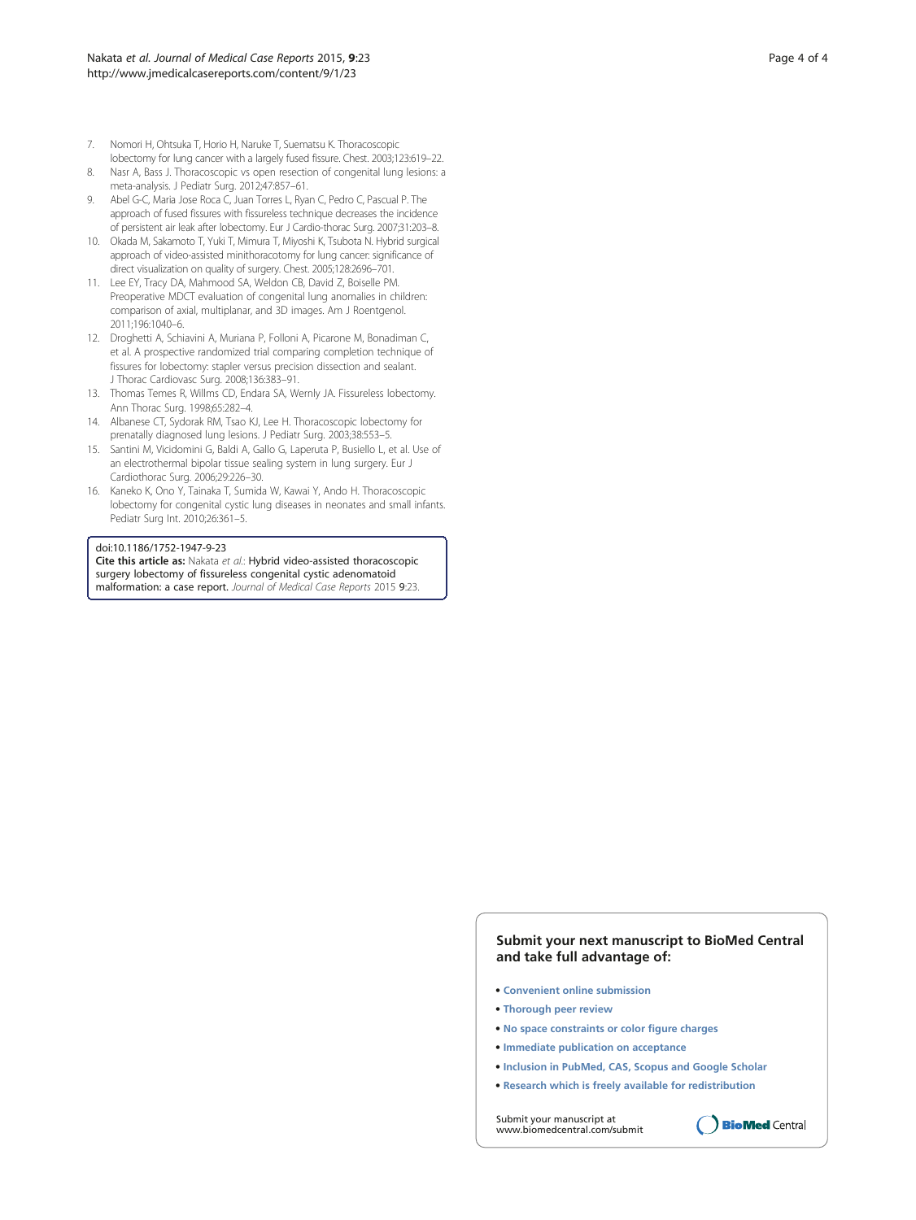7. Nomori H, Ohtsuka T, Horio H, Naruke T, Suematsu K. Thoracoscopic lobectomy for lung cancer with a largely fused fissure. Chest. 2003;123:619–22.
8. Nasr A, Bass J. Thoracoscopic vs open resection of congenital lung lesions: a meta-analysis. J Pediatr Surg. 2012;47:857–61.
9. Abel G-C, Maria Jose Roca C, Juan Torres L, Ryan C, Pedro C, Pascual P. The approach of fused fissures with fissureless technique decreases the incidence of persistent air leak after lobectomy. Eur J Cardio-thorac Surg. 2007;31:203–8.
10. Okada M, Sakamoto T, Yuki T, Mimura T, Miyoshi K, Tsubota N. Hybrid surgical approach of video-assisted minithoracotomy for lung cancer: significance of direct visualization on quality of surgery. Chest. 2005;128:2696–701.
11. Lee EY, Tracy DA, Mahmood SA, Weldon CB, David Z, Boiselle PM. Preoperative MDCT evaluation of congenital lung anomalies in children: comparison of axial, multiplanar, and 3D images. Am J Roentgenol. 2011;196:1040–6.
12. Droghetti A, Schiavini A, Muriana P, Folloni A, Picarone M, Bonadiman C, et al. A prospective randomized trial comparing completion technique of fissures for lobectomy: stapler versus precision dissection and sealant. J Thorac Cardiovasc Surg. 2008;136:383–91.
13. Thomas Temes R, Willms CD, Endara SA, Wernly JA. Fissureless lobectomy. Ann Thorac Surg. 1998;65:282–4.
14. Albanese CT, Sydorak RM, Tsao KJ, Lee H. Thoracoscopic lobectomy for prenatally diagnosed lung lesions. J Pediatr Surg. 2003;38:553–5.
15. Santini M, Vicidomini G, Baldi A, Gallo G, Laperuta P, Busiello L, et al. Use of an electrothermal bipolar tissue sealing system in lung surgery. Eur J Cardiothorac Surg. 2006;29:226–30.
16. Kaneko K, Ono Y, Tainaka T, Sumida W, Kawai Y, Ando H. Thoracoscopic lobectomy for congenital cystic lung diseases in neonates and small infants. Pediatr Surg Int. 2010;26:361–5.

doi:10.1186/1752-1947-9-23

**Cite this article as:** Nakata *et al.*: Hybrid video-assisted thoracoscopic surgery lobectomy of fissureless congenital cystic adenomatoid malformation: a case report. *Journal of Medical Case Reports* 2015 **9**:23.

**Submit your next manuscript to BioMed Central and take full advantage of:**

- **Convenient online submission**
- **Thorough peer review**
- **No space constraints or color figure charges**
- **Immediate publication on acceptance**
- **Inclusion in PubMed, CAS, Scopus and Google Scholar**
- **Research which is freely available for redistribution**

Submit your manuscript at
www.biomedcentral.com/submit

BioMed Central